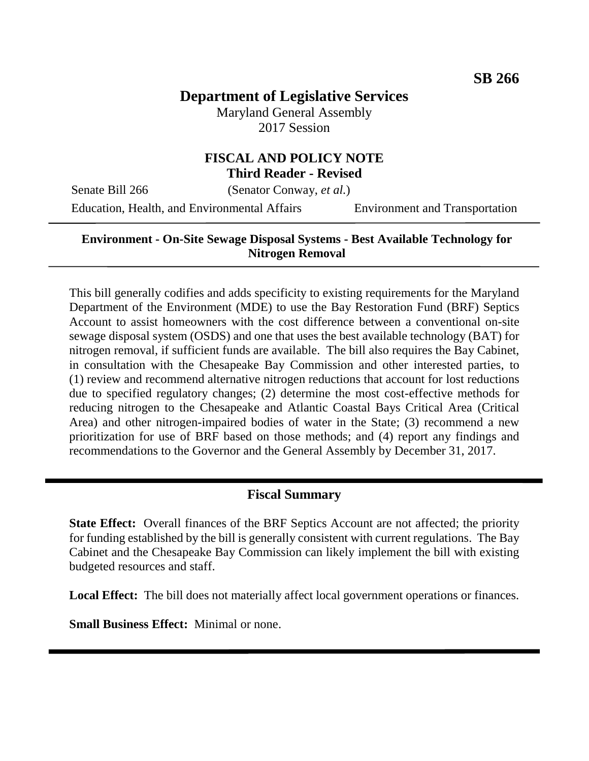**SB 266**

# Department of Legislative Services

Maryland General Assembly
2017 Session

## FISCAL AND POLICY NOTE
**Third Reader - Revised**

Senate Bill 266 (Senator Conway, *et al.*)

Education, Health, and Environmental Affairs — Environment and Transportation

---

**Environment - On-Site Sewage Disposal Systems - Best Available Technology for Nitrogen Removal**

---

This bill generally codifies and adds specificity to existing requirements for the Maryland Department of the Environment (MDE) to use the Bay Restoration Fund (BRF) Septics Account to assist homeowners with the cost difference between a conventional on-site sewage disposal system (OSDS) and one that uses the best available technology (BAT) for nitrogen removal, if sufficient funds are available. The bill also requires the Bay Cabinet, in consultation with the Chesapeake Bay Commission and other interested parties, to (1) review and recommend alternative nitrogen reductions that account for lost reductions due to specified regulatory changes; (2) determine the most cost-effective methods for reducing nitrogen to the Chesapeake and Atlantic Coastal Bays Critical Area (Critical Area) and other nitrogen-impaired bodies of water in the State; (3) recommend a new prioritization for use of BRF based on those methods; and (4) report any findings and recommendations to the Governor and the General Assembly by December 31, 2017.

---

## Fiscal Summary

**State Effect:** Overall finances of the BRF Septics Account are not affected; the priority for funding established by the bill is generally consistent with current regulations. The Bay Cabinet and the Chesapeake Bay Commission can likely implement the bill with existing budgeted resources and staff.

**Local Effect:** The bill does not materially affect local government operations or finances.

**Small Business Effect:** Minimal or none.

---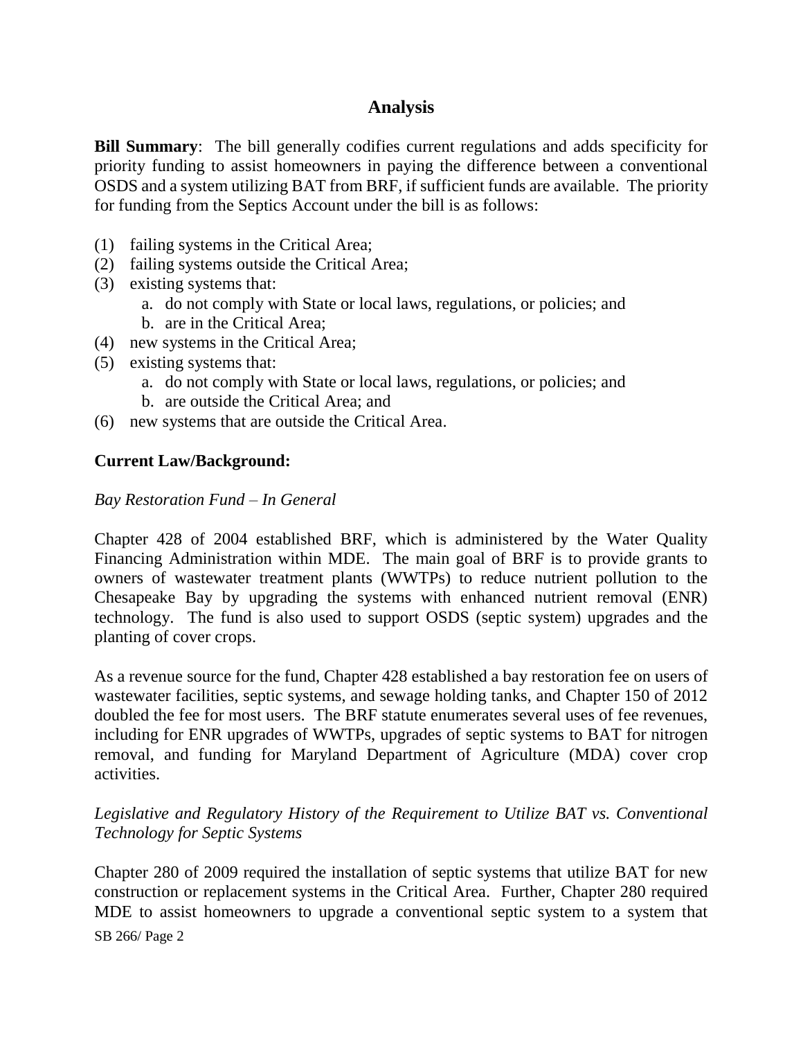## Analysis

**Bill Summary**: The bill generally codifies current regulations and adds specificity for priority funding to assist homeowners in paying the difference between a conventional OSDS and a system utilizing BAT from BRF, if sufficient funds are available. The priority for funding from the Septics Account under the bill is as follows:

(1) failing systems in the Critical Area;
(2) failing systems outside the Critical Area;
(3) existing systems that:
  a. do not comply with State or local laws, regulations, or policies; and
  b. are in the Critical Area;
(4) new systems in the Critical Area;
(5) existing systems that:
  a. do not comply with State or local laws, regulations, or policies; and
  b. are outside the Critical Area; and
(6) new systems that are outside the Critical Area.

**Current Law/Background:**

*Bay Restoration Fund – In General*

Chapter 428 of 2004 established BRF, which is administered by the Water Quality Financing Administration within MDE. The main goal of BRF is to provide grants to owners of wastewater treatment plants (WWTPs) to reduce nutrient pollution to the Chesapeake Bay by upgrading the systems with enhanced nutrient removal (ENR) technology. The fund is also used to support OSDS (septic system) upgrades and the planting of cover crops.

As a revenue source for the fund, Chapter 428 established a bay restoration fee on users of wastewater facilities, septic systems, and sewage holding tanks, and Chapter 150 of 2012 doubled the fee for most users. The BRF statute enumerates several uses of fee revenues, including for ENR upgrades of WWTPs, upgrades of septic systems to BAT for nitrogen removal, and funding for Maryland Department of Agriculture (MDA) cover crop activities.

*Legislative and Regulatory History of the Requirement to Utilize BAT vs. Conventional Technology for Septic Systems*

Chapter 280 of 2009 required the installation of septic systems that utilize BAT for new construction or replacement systems in the Critical Area. Further, Chapter 280 required MDE to assist homeowners to upgrade a conventional septic system to a system that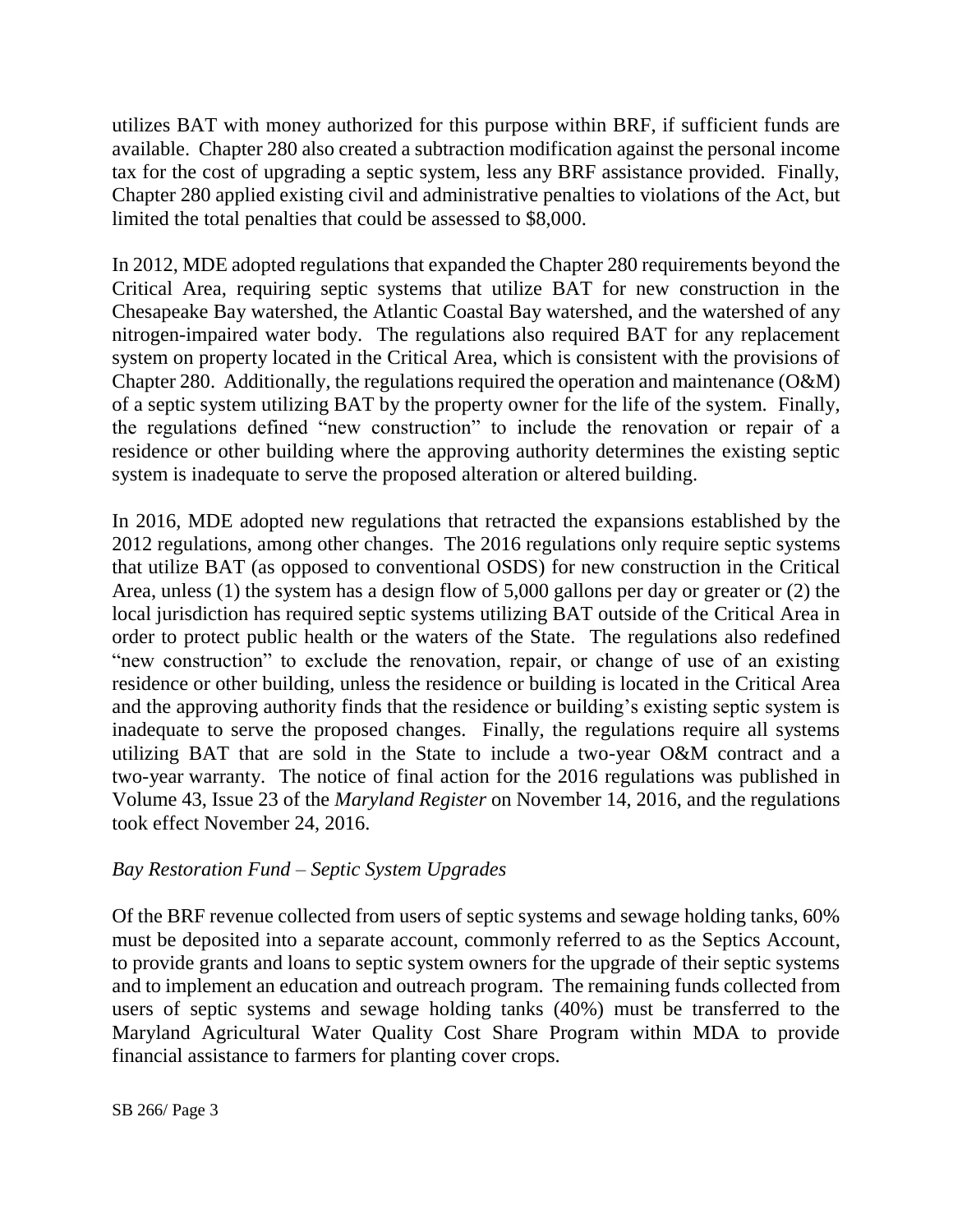utilizes BAT with money authorized for this purpose within BRF, if sufficient funds are available. Chapter 280 also created a subtraction modification against the personal income tax for the cost of upgrading a septic system, less any BRF assistance provided. Finally, Chapter 280 applied existing civil and administrative penalties to violations of the Act, but limited the total penalties that could be assessed to $8,000.

In 2012, MDE adopted regulations that expanded the Chapter 280 requirements beyond the Critical Area, requiring septic systems that utilize BAT for new construction in the Chesapeake Bay watershed, the Atlantic Coastal Bay watershed, and the watershed of any nitrogen-impaired water body. The regulations also required BAT for any replacement system on property located in the Critical Area, which is consistent with the provisions of Chapter 280. Additionally, the regulations required the operation and maintenance (O&M) of a septic system utilizing BAT by the property owner for the life of the system. Finally, the regulations defined "new construction" to include the renovation or repair of a residence or other building where the approving authority determines the existing septic system is inadequate to serve the proposed alteration or altered building.

In 2016, MDE adopted new regulations that retracted the expansions established by the 2012 regulations, among other changes. The 2016 regulations only require septic systems that utilize BAT (as opposed to conventional OSDS) for new construction in the Critical Area, unless (1) the system has a design flow of 5,000 gallons per day or greater or (2) the local jurisdiction has required septic systems utilizing BAT outside of the Critical Area in order to protect public health or the waters of the State. The regulations also redefined "new construction" to exclude the renovation, repair, or change of use of an existing residence or other building, unless the residence or building is located in the Critical Area and the approving authority finds that the residence or building's existing septic system is inadequate to serve the proposed changes. Finally, the regulations require all systems utilizing BAT that are sold in the State to include a two-year O&M contract and a two-year warranty. The notice of final action for the 2016 regulations was published in Volume 43, Issue 23 of the *Maryland Register* on November 14, 2016, and the regulations took effect November 24, 2016.

*Bay Restoration Fund – Septic System Upgrades*

Of the BRF revenue collected from users of septic systems and sewage holding tanks, 60% must be deposited into a separate account, commonly referred to as the Septics Account, to provide grants and loans to septic system owners for the upgrade of their septic systems and to implement an education and outreach program. The remaining funds collected from users of septic systems and sewage holding tanks (40%) must be transferred to the Maryland Agricultural Water Quality Cost Share Program within MDA to provide financial assistance to farmers for planting cover crops.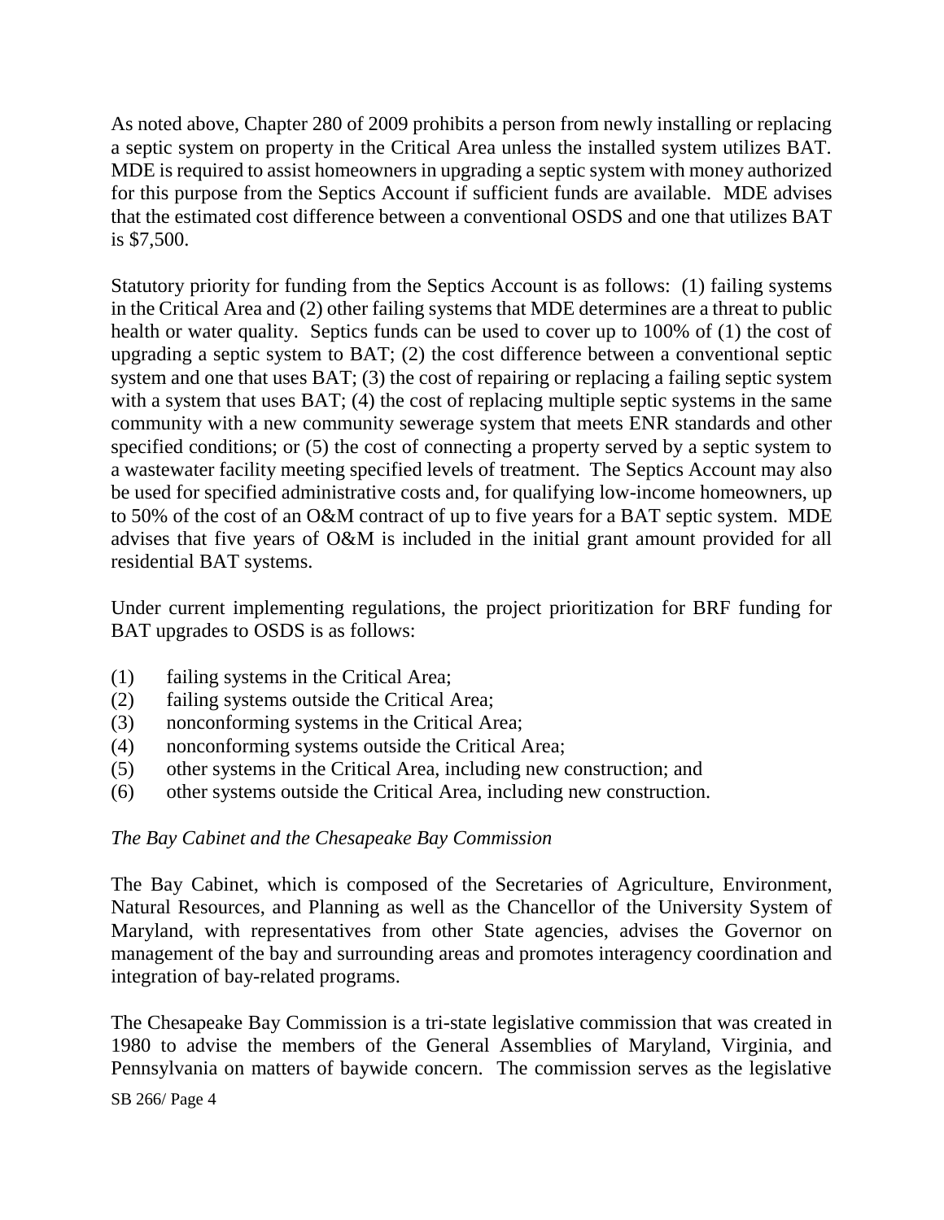As noted above, Chapter 280 of 2009 prohibits a person from newly installing or replacing a septic system on property in the Critical Area unless the installed system utilizes BAT. MDE is required to assist homeowners in upgrading a septic system with money authorized for this purpose from the Septics Account if sufficient funds are available. MDE advises that the estimated cost difference between a conventional OSDS and one that utilizes BAT is $7,500.

Statutory priority for funding from the Septics Account is as follows: (1) failing systems in the Critical Area and (2) other failing systems that MDE determines are a threat to public health or water quality. Septics funds can be used to cover up to 100% of (1) the cost of upgrading a septic system to BAT; (2) the cost difference between a conventional septic system and one that uses BAT; (3) the cost of repairing or replacing a failing septic system with a system that uses BAT; (4) the cost of replacing multiple septic systems in the same community with a new community sewerage system that meets ENR standards and other specified conditions; or (5) the cost of connecting a property served by a septic system to a wastewater facility meeting specified levels of treatment. The Septics Account may also be used for specified administrative costs and, for qualifying low-income homeowners, up to 50% of the cost of an O&M contract of up to five years for a BAT septic system. MDE advises that five years of O&M is included in the initial grant amount provided for all residential BAT systems.

Under current implementing regulations, the project prioritization for BRF funding for BAT upgrades to OSDS is as follows:

(1) failing systems in the Critical Area;
(2) failing systems outside the Critical Area;
(3) nonconforming systems in the Critical Area;
(4) nonconforming systems outside the Critical Area;
(5) other systems in the Critical Area, including new construction; and
(6) other systems outside the Critical Area, including new construction.

*The Bay Cabinet and the Chesapeake Bay Commission*

The Bay Cabinet, which is composed of the Secretaries of Agriculture, Environment, Natural Resources, and Planning as well as the Chancellor of the University System of Maryland, with representatives from other State agencies, advises the Governor on management of the bay and surrounding areas and promotes interagency coordination and integration of bay-related programs.

The Chesapeake Bay Commission is a tri-state legislative commission that was created in 1980 to advise the members of the General Assemblies of Maryland, Virginia, and Pennsylvania on matters of baywide concern. The commission serves as the legislative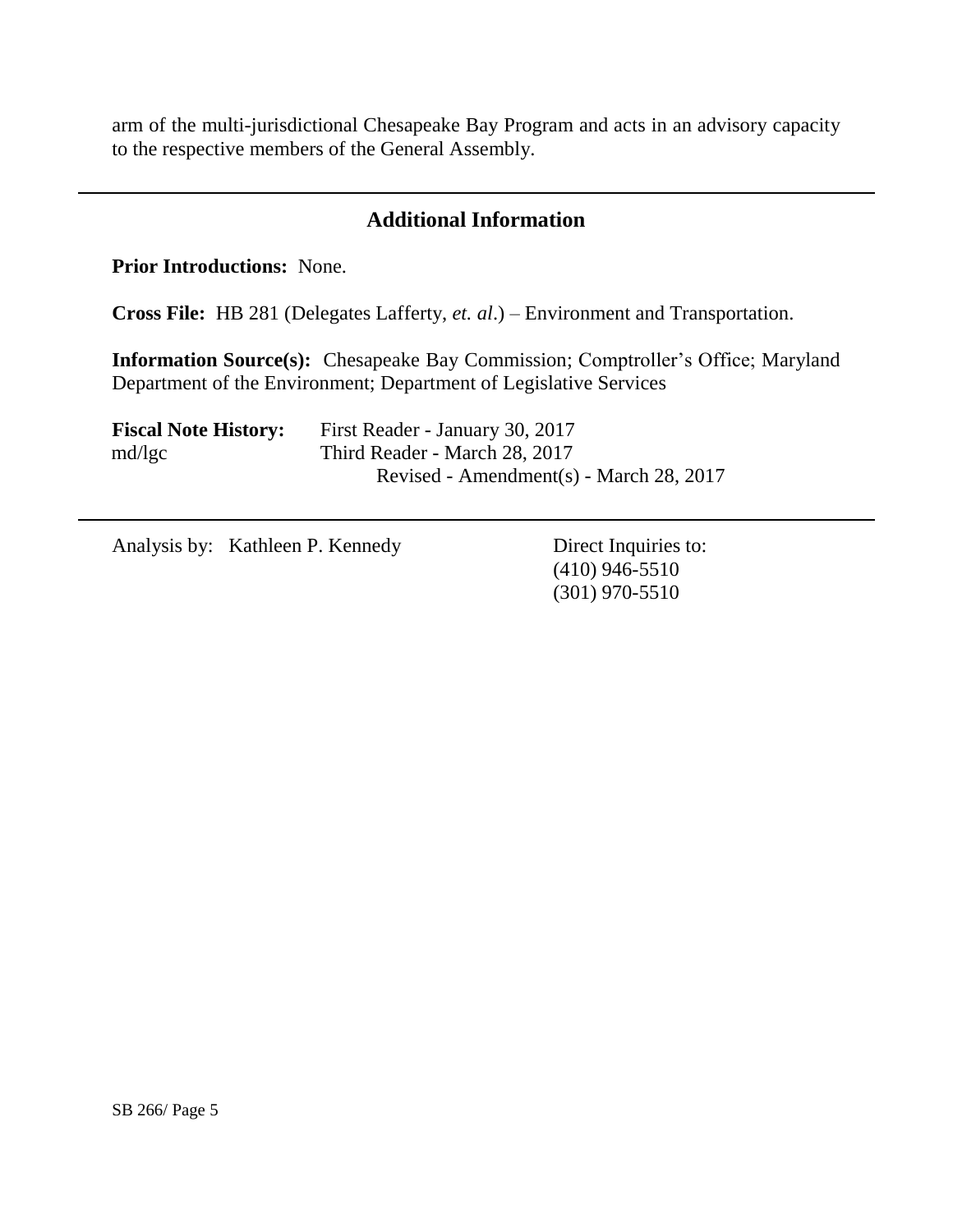arm of the multi-jurisdictional Chesapeake Bay Program and acts in an advisory capacity to the respective members of the General Assembly.

---

## Additional Information

**Prior Introductions:** None.

**Cross File:** HB 281 (Delegates Lafferty, *et. al*.) – Environment and Transportation.

**Information Source(s):** Chesapeake Bay Commission; Comptroller's Office; Maryland Department of the Environment; Department of Legislative Services

| | |
|---|---|
| **Fiscal Note History:** | First Reader - January 30, 2017 |
| md/lgc | Third Reader - March 28, 2017 |
| | Revised - Amendment(s) - March 28, 2017 |

---

Analysis by: Kathleen P. Kennedy

Direct Inquiries to:
(410) 946-5510
(301) 970-5510